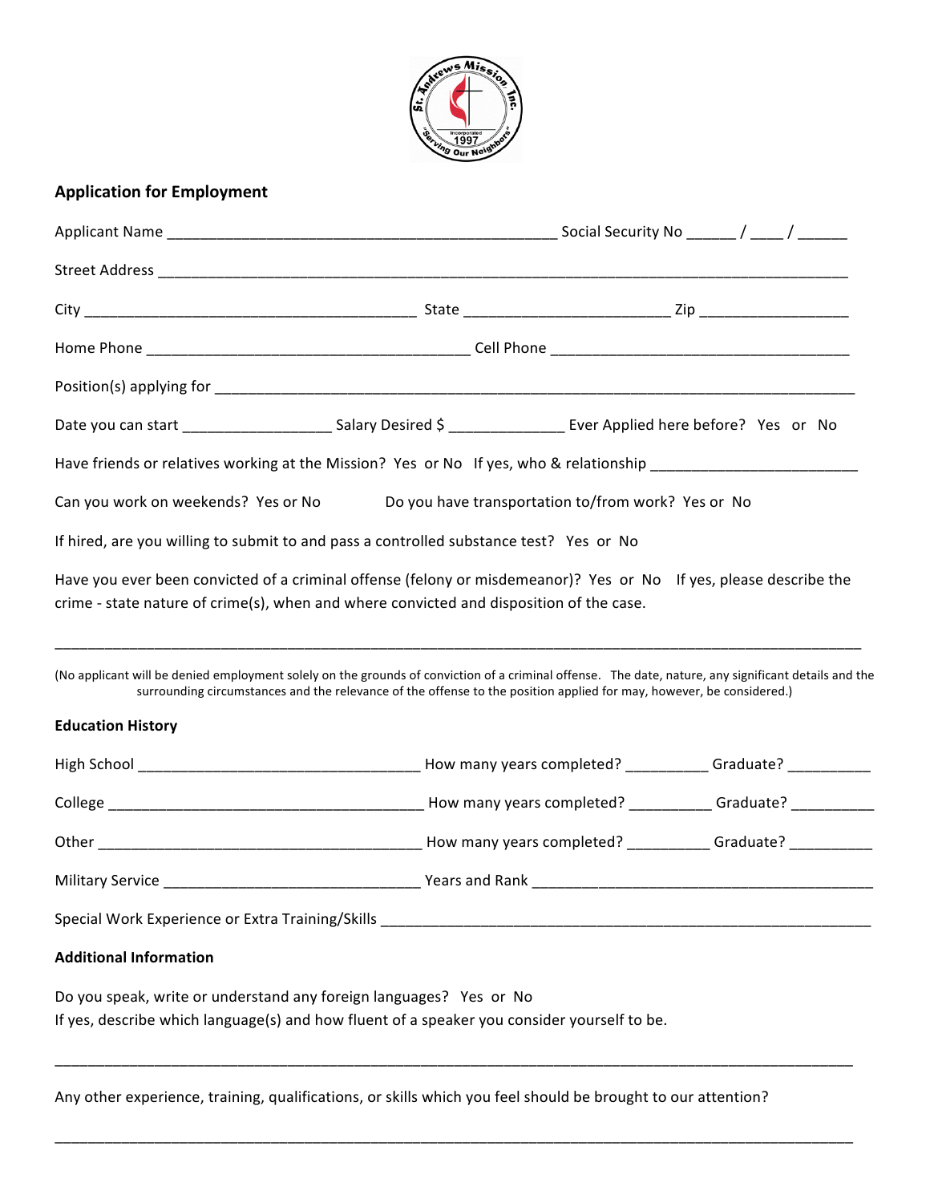## Application for Employment

Applicant Name ______________________________________________ Social Security No ______ / ____ / ______

Street Address ________________________________________________________________________________

City _______________________________________ State ________________________ Zip _________________

Home Phone ______________________________________ Cell Phone ___________________________________

Position(s) applying for ____________________________________________________________________________

Date you can start _________________ Salary Desired $ _____________ Ever Applied here before? Yes or No

Have friends or relatives working at the Mission? Yes or No If yes, who & relationship _______________________

Can you work on weekends? Yes or No Do you have transportation to/from work? Yes or No

If hired, are you willing to submit to and pass a controlled substance test? Yes or No

Have you ever been convicted of a criminal offense (felony or misdemeanor)? Yes or No If yes, please describe the crime - state nature of crime(s), when and where convicted and disposition of the case.

_____________________________________________________________________________________________

(No applicant will be denied employment solely on the grounds of conviction of a criminal offense. The date, nature, any significant details and the surrounding circumstances and the relevance of the offense to the position applied for may, however, be considered.)

### Education History

High School _________________________________ How many years completed? __________ Graduate? __________

College _____________________________________ How many years completed? __________ Graduate? __________

Other _______________________________________ How many years completed? __________ Graduate? __________

Military Service ______________________________ Years and Rank _________________________________________

Special Work Experience or Extra Training/Skills __________________________________________________________

### Additional Information

Do you speak, write or understand any foreign languages? Yes or No
If yes, describe which language(s) and how fluent of a speaker you consider yourself to be.

_____________________________________________________________________________________________

Any other experience, training, qualifications, or skills which you feel should be brought to our attention?

_____________________________________________________________________________________________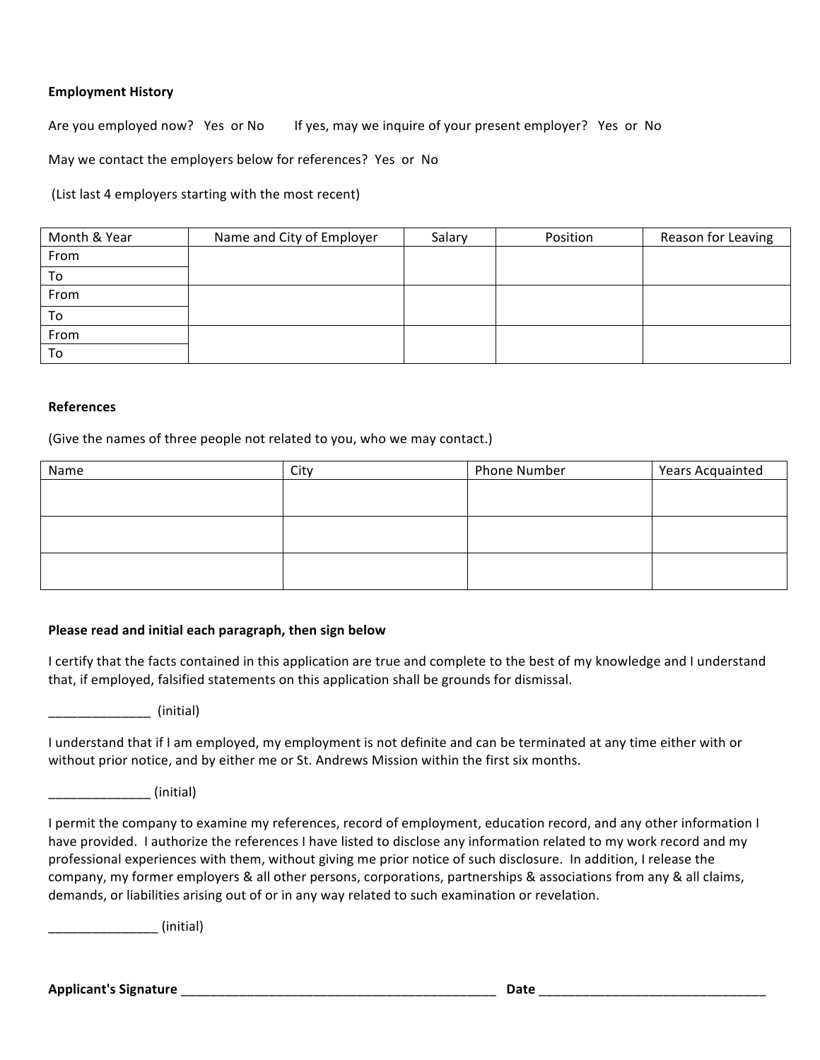**Employment History**

Are you employed now? Yes or No     If yes, may we inquire of your present employer? Yes or No

May we contact the employers below for references? Yes or No

(List last 4 employers starting with the most recent)

| Month & Year | Name and City of Employer | Salary | Position | Reason for Leaving |
|---|---|---|---|---|
| From | | | | |
| To | | | | |
| From | | | | |
| To | | | | |
| From | | | | |
| To | | | | |

**References**

(Give the names of three people not related to you, who we may contact.)

| Name | City | Phone Number | Years Acquainted |
|---|---|---|---|
| | | | |
| | | | |
| | | | |

**Please read and initial each paragraph, then sign below**

I certify that the facts contained in this application are true and complete to the best of my knowledge and I understand that, if employed, falsified statements on this application shall be grounds for dismissal.

______________ (initial)

I understand that if I am employed, my employment is not definite and can be terminated at any time either with or without prior notice, and by either me or St. Andrews Mission within the first six months.

______________ (initial)

I permit the company to examine my references, record of employment, education record, and any other information I have provided. I authorize the references I have listed to disclose any information related to my work record and my professional experiences with them, without giving me prior notice of such disclosure. In addition, I release the company, my former employers & all other persons, corporations, partnerships & associations from any & all claims, demands, or liabilities arising out of or in any way related to such examination or revelation.

_______________ (initial)

**Applicant's Signature** _____________________________________________ **Date** ________________________________